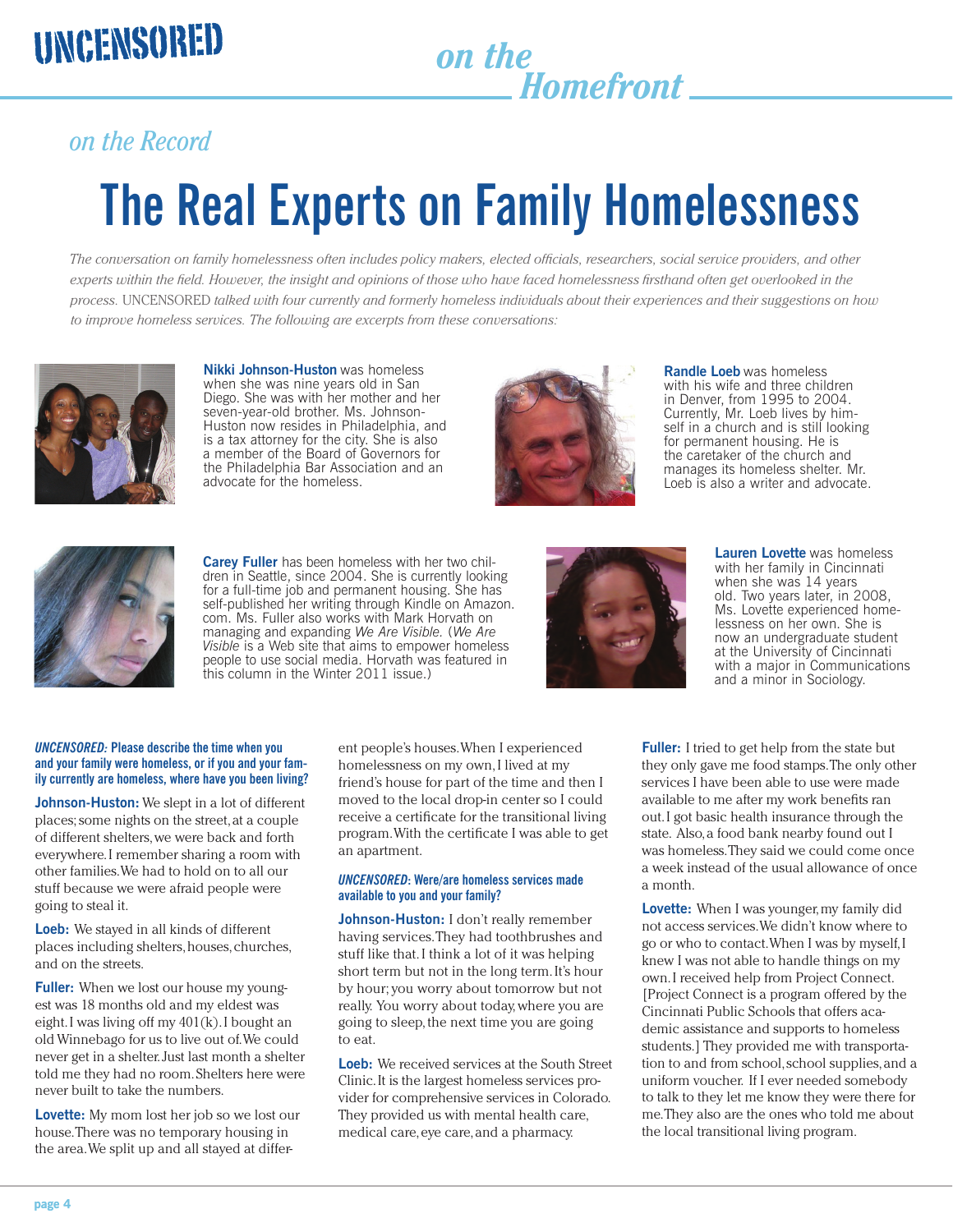UNCENSORED *on the Homefront*

*on the Record*

# The Real Experts on Family Homelessness

*The conversation on family homelessness often includes policy makers, elected officials, researchers, social service providers, and other experts within the field. However, the insight and opinions of those who have faced homelessness firsthand often get overlooked in the process.* UNCENSORED *talked with four currently and formerly homeless individuals about their experiences and their suggestions on how to improve homeless services. The following are excerpts from these conversations:*

**Nikki Johnson-Huston** was homeless when she was nine years old in San Diego. She was with her mother and her seven-year-old brother. Ms. Johnson-Huston now resides in Philadelphia, and is a tax attorney for the city. She is also a member of the Board of Governors for the Philadelphia Bar Association and an advocate for the homeless.

**Randle Loeb** was homeless with his wife and three children in Denver, from 1995 to 2004. Currently, Mr. Loeb lives by himself in a church and is still looking for permanent housing. He is the caretaker of the church and manages its homeless shelter. Mr. Loeb is also a writer and advocate.

**Carey Fuller** has been homeless with her two children in Seattle, since 2004. She is currently looking for a full-time job and permanent housing. She has self-published her writing through Kindle on Amazon.com. Ms. Fuller also works with Mark Horvath on managing and expanding *We Are Visible*. (*We Are Visible* is a Web site that aims to empower homeless people to use social media. Horvath was featured in this column in the Winter 2011 issue.)

**Lauren Lovette** was homeless with her family in Cincinnati when she was 14 years old. Two years later, in 2008, Ms. Lovette experienced homelessness on her own. She is now an undergraduate student at the University of Cincinnati with a major in Communications and a minor in Sociology.

***UNCENSORED:* Please describe the time when you and your family were homeless, or if you and your family currently are homeless, where have you been living?**

**Johnson-Huston:** We slept in a lot of different places; some nights on the street, at a couple of different shelters, we were back and forth everywhere. I remember sharing a room with other families. We had to hold on to all our stuff because we were afraid people were going to steal it.

**Loeb:** We stayed in all kinds of different places including shelters, houses, churches, and on the streets.

**Fuller:** When we lost our house my youngest was 18 months old and my eldest was eight. I was living off my 401(k). I bought an old Winnebago for us to live out of. We could never get in a shelter. Just last month a shelter told me they had no room. Shelters here were never built to take the numbers.

**Lovette:** My mom lost her job so we lost our house. There was no temporary housing in the area. We split up and all stayed at different people's houses. When I experienced homelessness on my own, I lived at my friend's house for part of the time and then I moved to the local drop-in center so I could receive a certificate for the transitional living program. With the certificate I was able to get an apartment.

***UNCENSORED*: Were/are homeless services made available to you and your family?**

**Johnson-Huston:** I don't really remember having services. They had toothbrushes and stuff like that. I think a lot of it was helping short term but not in the long term. It's hour by hour; you worry about tomorrow but not really. You worry about today, where you are going to sleep, the next time you are going to eat.

**Loeb:** We received services at the South Street Clinic. It is the largest homeless services provider for comprehensive services in Colorado. They provided us with mental health care, medical care, eye care, and a pharmacy.

**Fuller:** I tried to get help from the state but they only gave me food stamps. The only other services I have been able to use were made available to me after my work benefits ran out. I got basic health insurance through the state. Also, a food bank nearby found out I was homeless. They said we could come once a week instead of the usual allowance of once a month.

**Lovette:** When I was younger, my family did not access services. We didn't know where to go or who to contact. When I was by myself, I knew I was not able to handle things on my own. I received help from Project Connect. [Project Connect is a program offered by the Cincinnati Public Schools that offers academic assistance and supports to homeless students.] They provided me with transportation to and from school, school supplies, and a uniform voucher. If I ever needed somebody to talk to they let me know they were there for me. They also are the ones who told me about the local transitional living program.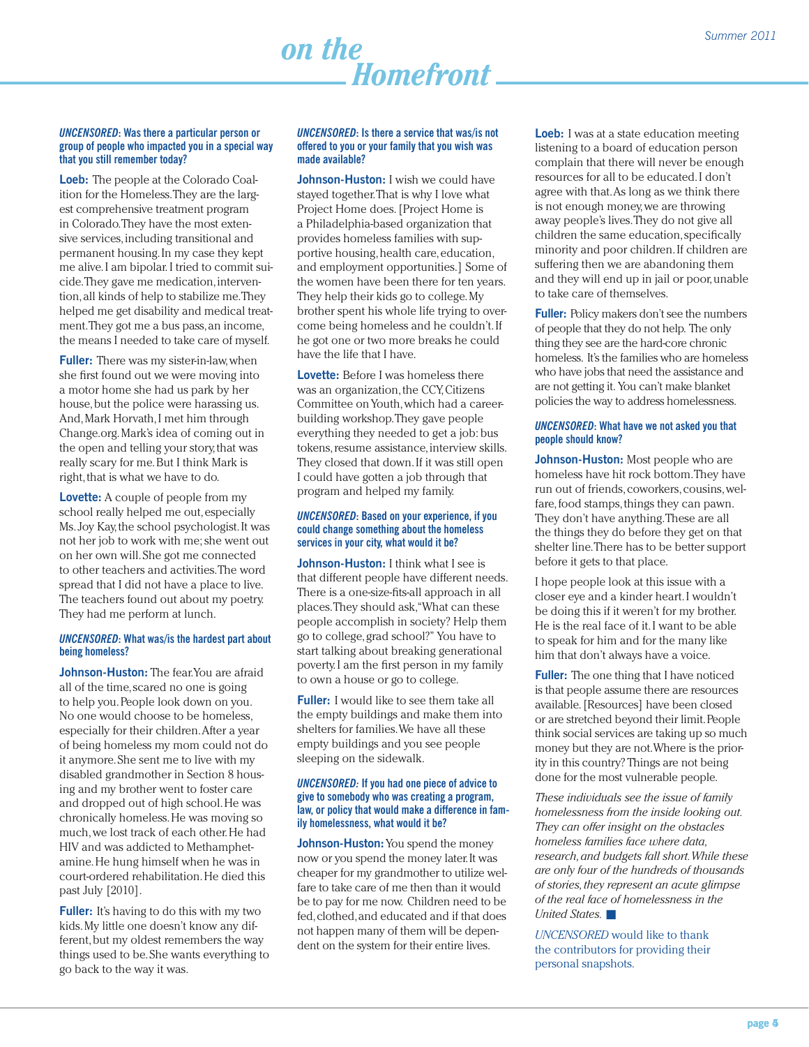# on the Homefront

***UNCENSORED*: Was there a particular person or group of people who impacted you in a special way that you still remember today?**

**Loeb:** The people at the Colorado Coalition for the Homeless. They are the largest comprehensive treatment program in Colorado. They have the most extensive services, including transitional and permanent housing. In my case they kept me alive. I am bipolar. I tried to commit suicide. They gave me medication, intervention, all kinds of help to stabilize me. They helped me get disability and medical treatment. They got me a bus pass, an income, the means I needed to take care of myself.

**Fuller:** There was my sister-in-law, when she first found out we were moving into a motor home she had us park by her house, but the police were harassing us. And, Mark Horvath, I met him through Change.org. Mark's idea of coming out in the open and telling your story, that was really scary for me. But I think Mark is right, that is what we have to do.

**Lovette:** A couple of people from my school really helped me out, especially Ms. Joy Kay, the school psychologist. It was not her job to work with me; she went out on her own will. She got me connected to other teachers and activities. The word spread that I did not have a place to live. The teachers found out about my poetry. They had me perform at lunch.

***UNCENSORED*: What was/is the hardest part about being homeless?**

**Johnson-Huston:** The fear. You are afraid all of the time, scared no one is going to help you. People look down on you. No one would choose to be homeless, especially for their children. After a year of being homeless my mom could not do it anymore. She sent me to live with my disabled grandmother in Section 8 housing and my brother went to foster care and dropped out of high school. He was chronically homeless. He was moving so much, we lost track of each other. He had HIV and was addicted to Methamphetamine. He hung himself when he was in court-ordered rehabilitation. He died this past July [2010].

**Fuller:** It's having to do this with my two kids. My little one doesn't know any different, but my oldest remembers the way things used to be. She wants everything to go back to the way it was.

***UNCENSORED*: Is there a service that was/is not offered to you or your family that you wish was made available?**

**Johnson-Huston:** I wish we could have stayed together. That is why I love what Project Home does. [Project Home is a Philadelphia-based organization that provides homeless families with supportive housing, health care, education, and employment opportunities.] Some of the women have been there for ten years. They help their kids go to college. My brother spent his whole life trying to overcome being homeless and he couldn't. If he got one or two more breaks he could have the life that I have.

**Lovette:** Before I was homeless there was an organization, the CCY, Citizens Committee on Youth, which had a career-building workshop. They gave people everything they needed to get a job: bus tokens, resume assistance, interview skills. They closed that down. If it was still open I could have gotten a job through that program and helped my family.

***UNCENSORED*: Based on your experience, if you could change something about the homeless services in your city, what would it be?**

**Johnson-Huston:** I think what I see is that different people have different needs. There is a one-size-fits-all approach in all places. They should ask, "What can these people accomplish in society? Help them go to college, grad school?" You have to start talking about breaking generational poverty. I am the first person in my family to own a house or go to college.

**Fuller:** I would like to see them take all the empty buildings and make them into shelters for families. We have all these empty buildings and you see people sleeping on the sidewalk.

***UNCENSORED*: If you had one piece of advice to give to somebody who was creating a program, law, or policy that would make a difference in family homelessness, what would it be?**

**Johnson-Huston:** You spend the money now or you spend the money later. It was cheaper for my grandmother to utilize welfare to take care of me then than it would be to pay for me now. Children need to be fed, clothed, and educated and if that does not happen many of them will be dependent on the system for their entire lives.

**Loeb:** I was at a state education meeting listening to a board of education person complain that there will never be enough resources for all to be educated. I don't agree with that. As long as we think there is not enough money, we are throwing away people's lives. They do not give all children the same education, specifically minority and poor children. If children are suffering then we are abandoning them and they will end up in jail or poor, unable to take care of themselves.

**Fuller:** Policy makers don't see the numbers of people that they do not help. The only thing they see are the hard-core chronic homeless. It's the families who are homeless who have jobs that need the assistance and are not getting it. You can't make blanket policies the way to address homelessness.

***UNCENSORED*: What have we not asked you that people should know?**

**Johnson-Huston:** Most people who are homeless have hit rock bottom. They have run out of friends, coworkers, cousins, welfare, food stamps, things they can pawn. They don't have anything. These are all the things they do before they get on that shelter line. There has to be better support before it gets to that place.

I hope people look at this issue with a closer eye and a kinder heart. I wouldn't be doing this if it weren't for my brother. He is the real face of it. I want to be able to speak for him and for the many like him that don't always have a voice.

**Fuller:** The one thing that I have noticed is that people assume there are resources available. [Resources] have been closed or are stretched beyond their limit. People think social services are taking up so much money but they are not. Where is the priority in this country? Things are not being done for the most vulnerable people.

*These individuals see the issue of family homelessness from the inside looking out. They can offer insight on the obstacles homeless families face where data, research, and budgets fall short. While these are only four of the hundreds of thousands of stories, they represent an acute glimpse of the real face of homelessness in the United States.* ■

*UNCENSORED* would like to thank the contributors for providing their personal snapshots.